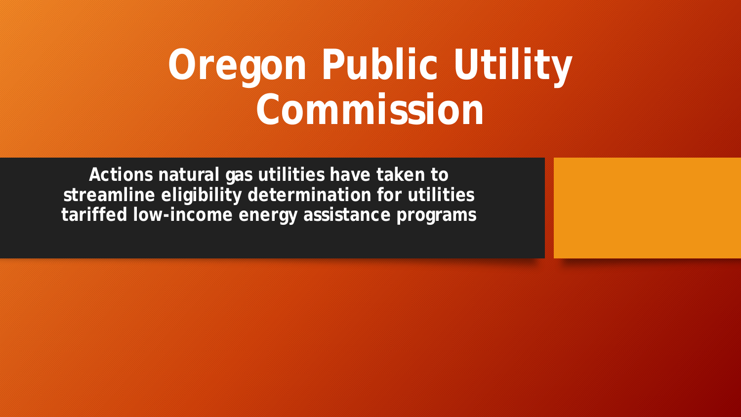# Oregon Public Utility Commission

**Actions natural gas utilities have taken to streamline eligibility determination for utilities tariffed low-income energy assistance programs**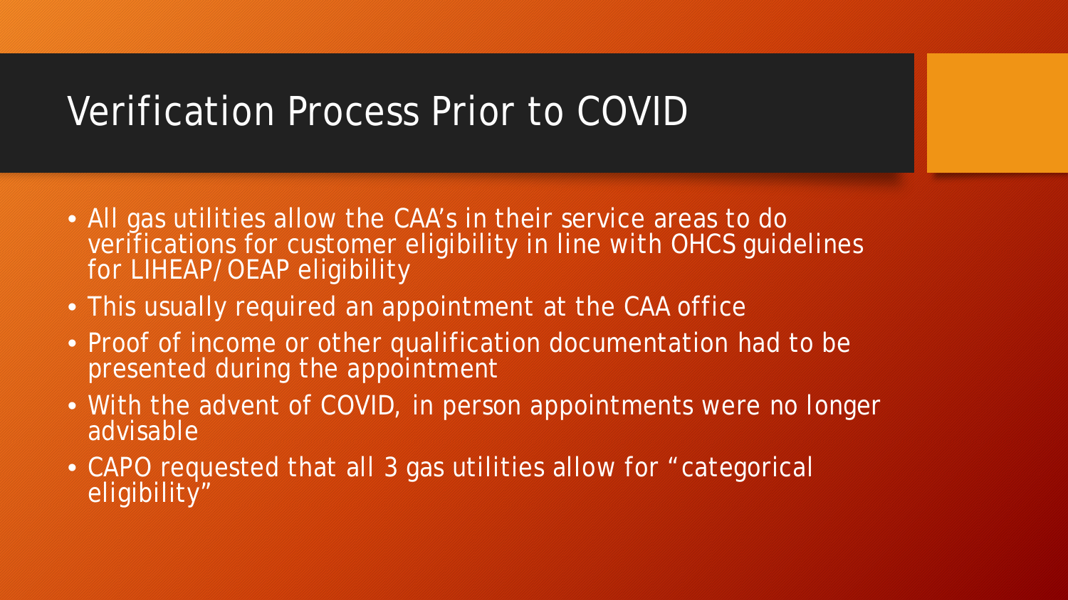# Verification Process Prior to COVID

- All gas utilities allow the CAA's in their service areas to do verifications for customer eligibility in line with OHCS guidelines for LIHEAP/OEAP eligibility
- This usually required an appointment at the CAA office
- Proof of income or other qualification documentation had to be presented during the appointment
- With the advent of COVID, in person appointments were no longer advisable
- CAPO requested that all 3 gas utilities allow for "categorical eligibility"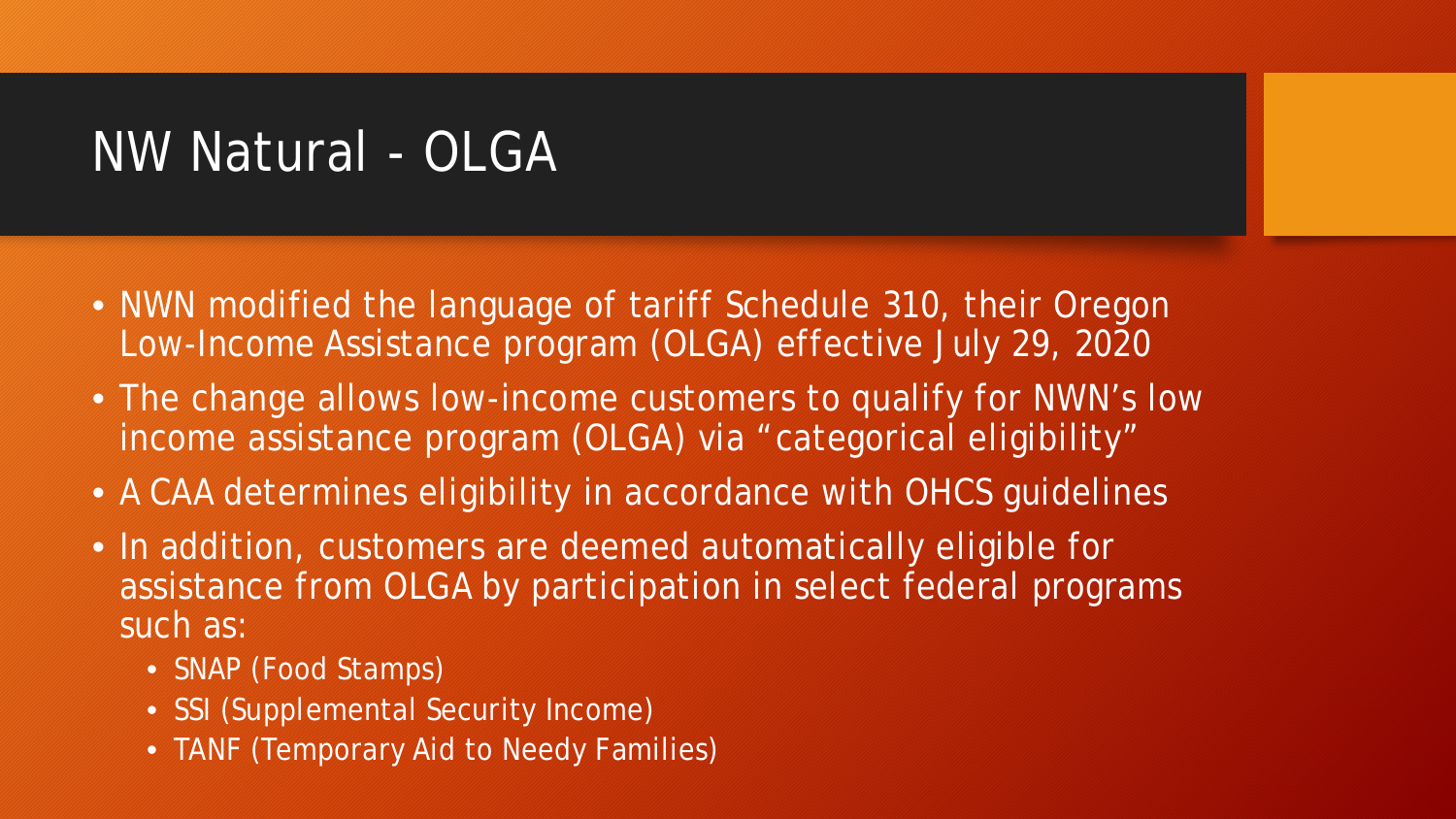# NW Natural - OLGA

- NWN modified the language of tariff Schedule 310, their Oregon Low-Income Assistance program (OLGA) effective July 29, 2020
- The change allows low-income customers to qualify for NWN's low income assistance program (OLGA) via "categorical eligibility"
- A CAA determines eligibility in accordance with OHCS guidelines
- In addition, customers are deemed automatically eligible for assistance from OLGA by participation in select federal programs such as:
  - SNAP (Food Stamps)
  - SSI (Supplemental Security Income)
  - TANF (Temporary Aid to Needy Families)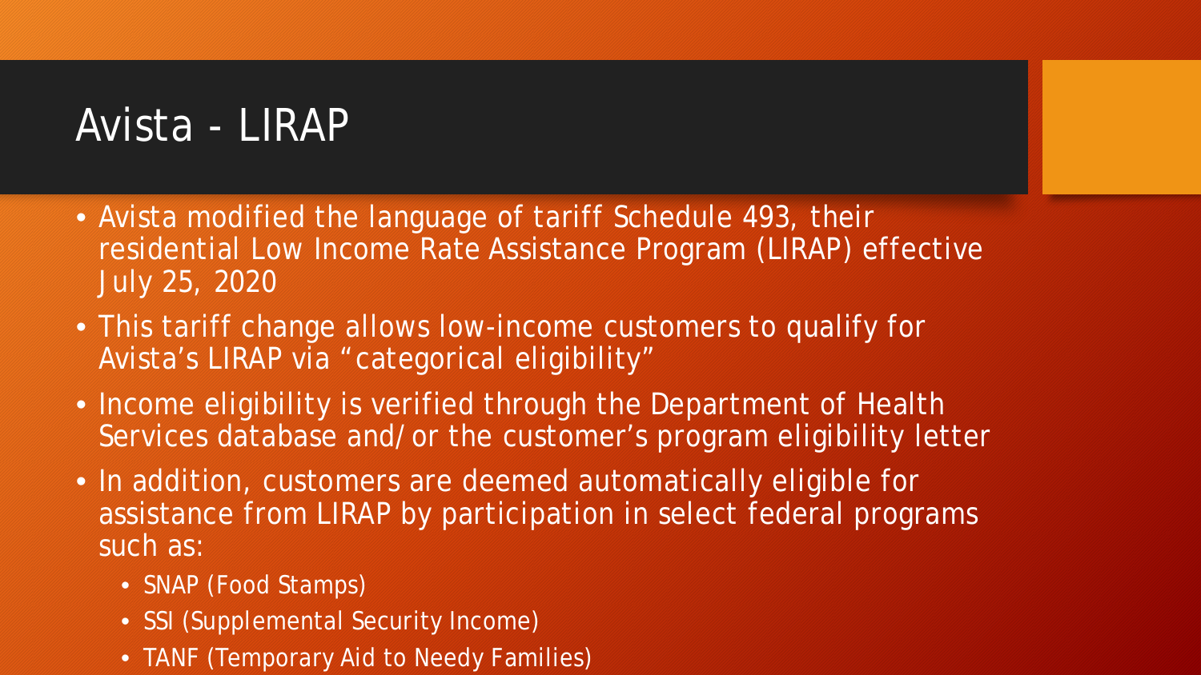# Avista - LIRAP

- Avista modified the language of tariff Schedule 493, their residential Low Income Rate Assistance Program (LIRAP) effective July 25, 2020
- This tariff change allows low-income customers to qualify for Avista's LIRAP via "categorical eligibility"
- Income eligibility is verified through the Department of Health Services database and/or the customer's program eligibility letter
- In addition, customers are deemed automatically eligible for assistance from LIRAP by participation in select federal programs such as:
  - SNAP (Food Stamps)
  - SSI (Supplemental Security Income)
  - TANF (Temporary Aid to Needy Families)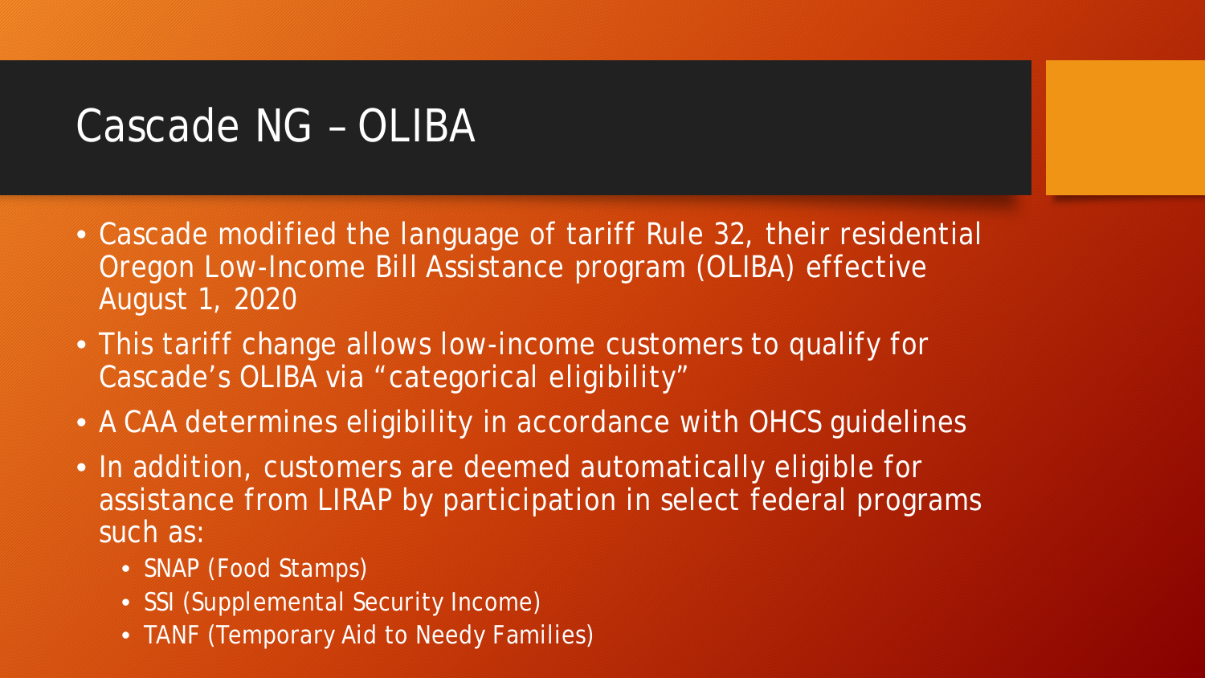# Cascade NG – OLIBA

- Cascade modified the language of tariff Rule 32, their residential Oregon Low-Income Bill Assistance program (OLIBA) effective August 1, 2020
- This tariff change allows low-income customers to qualify for Cascade's OLIBA via "categorical eligibility"
- A CAA determines eligibility in accordance with OHCS guidelines
- In addition, customers are deemed automatically eligible for assistance from LIRAP by participation in select federal programs such as:
  - SNAP (Food Stamps)
  - SSI (Supplemental Security Income)
  - TANF (Temporary Aid to Needy Families)